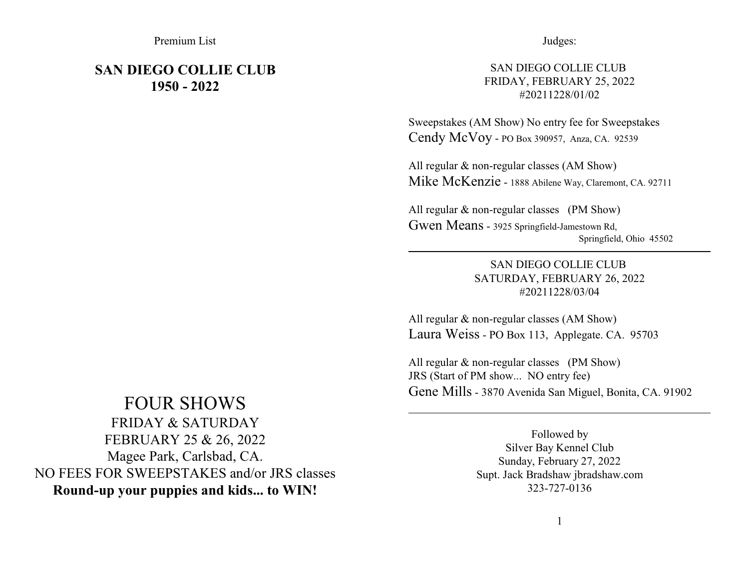Premium List

# SAN DIEGO COLLIE CLUB
# 1950 - 2022

## FOUR SHOWS

FRIDAY & SATURDAY
FEBRUARY 25 & 26, 2022
Magee Park, Carlsbad, CA.
NO FEES FOR SWEEPSTAKES and/or JRS classes
**Round-up your puppies and kids... to WIN!**

Judges:

SAN DIEGO COLLIE CLUB
FRIDAY, FEBRUARY 25, 2022
#20211228/01/02

Sweepstakes (AM Show) No entry fee for Sweepstakes
Cendy McVoy - PO Box 390957, Anza, CA. 92539

All regular & non-regular classes (AM Show)
Mike McKenzie - 1888 Abilene Way, Claremont, CA. 92711

All regular & non-regular classes (PM Show)
Gwen Means - 3925 Springfield-Jamestown Rd, Springfield, Ohio 45502

---

SAN DIEGO COLLIE CLUB
SATURDAY, FEBRUARY 26, 2022
#20211228/03/04

All regular & non-regular classes (AM Show)
Laura Weiss - PO Box 113, Applegate. CA. 95703

All regular & non-regular classes (PM Show)
JRS (Start of PM show... NO entry fee)
Gene Mills - 3870 Avenida San Miguel, Bonita, CA. 91902

---

Followed by
Silver Bay Kennel Club
Sunday, February 27, 2022
Supt. Jack Bradshaw jbradshaw.com
323-727-0136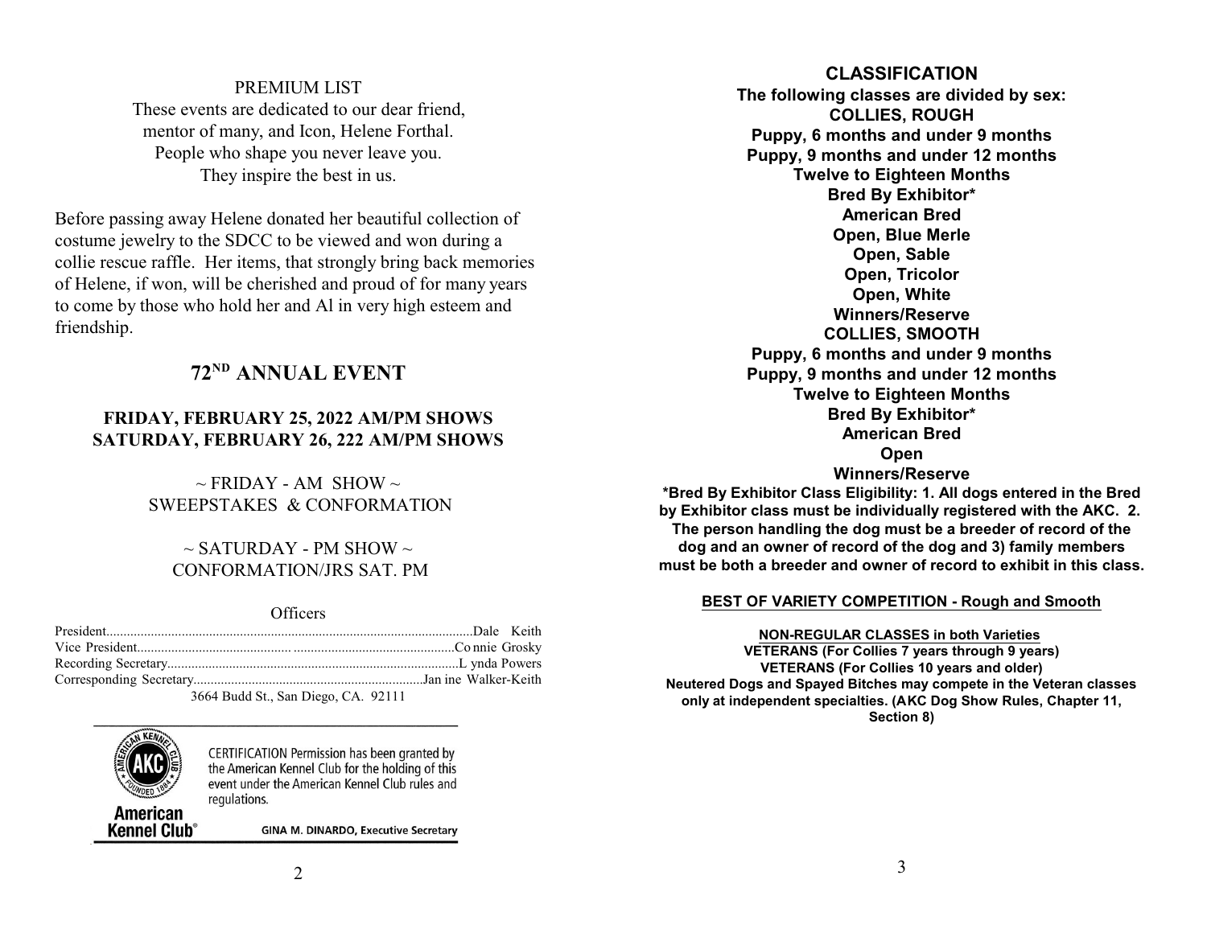PREMIUM LIST

These events are dedicated to our dear friend, mentor of many, and Icon, Helene Forthal. People who shape you never leave you. They inspire the best in us.

Before passing away Helene donated her beautiful collection of costume jewelry to the SDCC to be viewed and won during a collie rescue raffle. Her items, that strongly bring back memories of Helene, if won, will be cherished and proud of for many years to come by those who hold her and Al in very high esteem and friendship.

## 72ND ANNUAL EVENT

### FRIDAY, FEBRUARY 25, 2022 AM/PM SHOWS
### SATURDAY, FEBRUARY 26, 222 AM/PM SHOWS

~ FRIDAY - AM SHOW ~
SWEEPSTAKES & CONFORMATION

~ SATURDAY - PM SHOW ~
CONFORMATION/JRS SAT. PM

Officers

President........................................Dale Keith
Vice President........................................Connie Grosky
Recording Secretary........................................Lynda Powers
Corresponding Secretary........................................Janine Walker-Keith

3664 Budd St., San Diego, CA. 92111

American Kennel Club®

CERTIFICATION Permission has been granted by the American Kennel Club for the holding of this event under the American Kennel Club rules and regulations.

GINA M. DINARDO, Executive Secretary

## CLASSIFICATION

**The following classes are divided by sex:**

**COLLIES, ROUGH**

**Puppy, 6 months and under 9 months**
**Puppy, 9 months and under 12 months**
**Twelve to Eighteen Months**
**Bred By Exhibitor***
**American Bred**
**Open, Blue Merle**
**Open, Sable**
**Open, Tricolor**
**Open, White**
**Winners/Reserve**

**COLLIES, SMOOTH**

**Puppy, 6 months and under 9 months**
**Puppy, 9 months and under 12 months**
**Twelve to Eighteen Months**
**Bred By Exhibitor***
**American Bred**
**Open**
**Winners/Reserve**

**\*Bred By Exhibitor Class Eligibility: 1. All dogs entered in the Bred by Exhibitor class must be individually registered with the AKC. 2. The person handling the dog must be a breeder of record of the dog and an owner of record of the dog and 3) family members must be both a breeder and owner of record to exhibit in this class.**

**BEST OF VARIETY COMPETITION - Rough and Smooth**

**NON-REGULAR CLASSES in both Varieties**
**VETERANS (For Collies 7 years through 9 years)**
**VETERANS (For Collies 10 years and older)**
**Neutered Dogs and Spayed Bitches may compete in the Veteran classes only at independent specialties. (AKC Dog Show Rules, Chapter 11, Section 8)**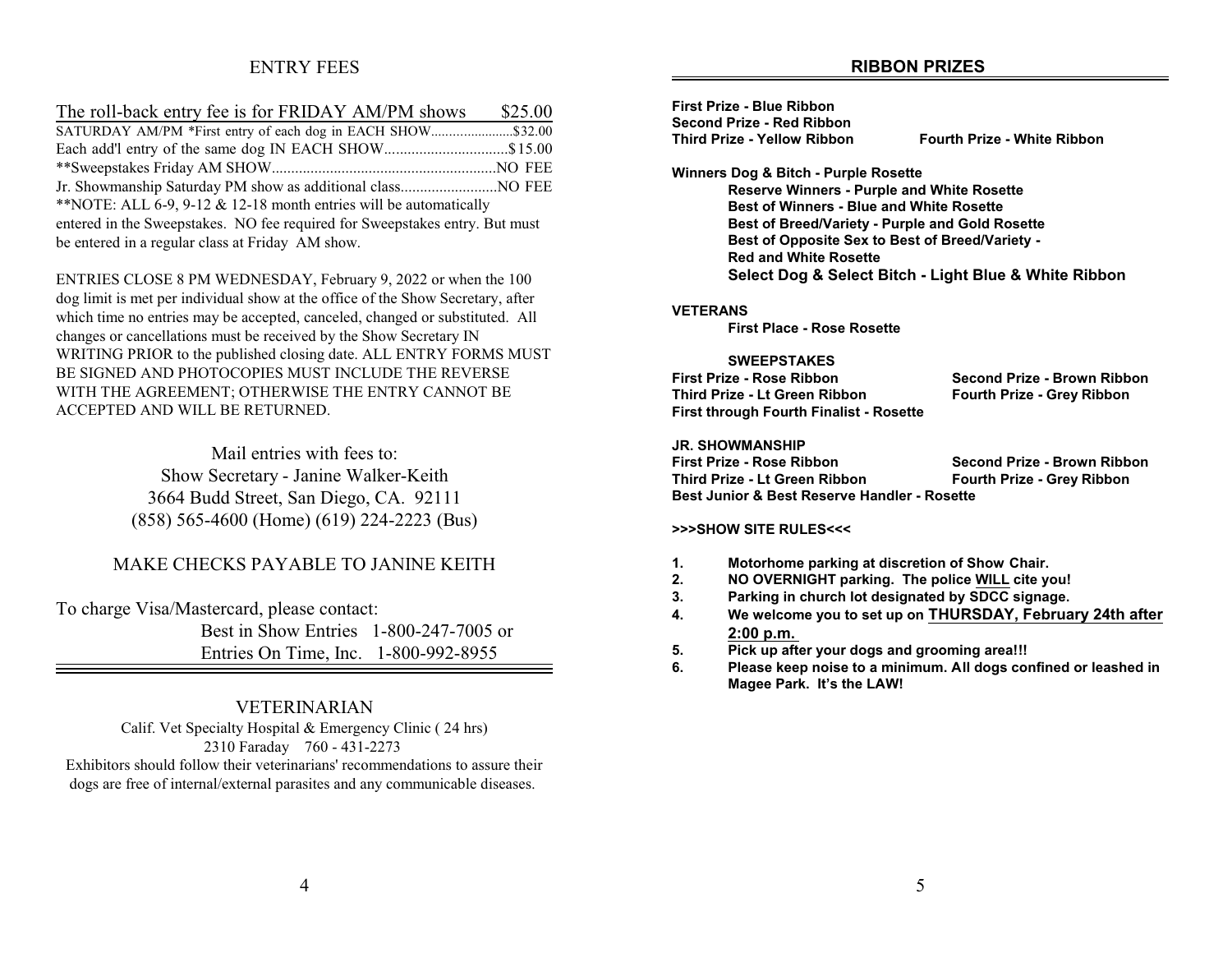## ENTRY FEES

| | |
|---|---|
| The roll-back entry fee is for FRIDAY AM/PM shows | $25.00 |
| SATURDAY AM/PM *First entry of each dog in EACH SHOW | $32.00 |
| Each add'l entry of the same dog IN EACH SHOW | $15.00 |
| **Sweepstakes Friday AM SHOW | NO FEE |
| Jr. Showmanship Saturday PM show as additional class | NO FEE |

**NOTE: ALL 6-9, 9-12 & 12-18 month entries will be automatically entered in the Sweepstakes. NO fee required for Sweepstakes entry. But must be entered in a regular class at Friday AM show.

ENTRIES CLOSE 8 PM WEDNESDAY, February 9, 2022 or when the 100 dog limit is met per individual show at the office of the Show Secretary, after which time no entries may be accepted, canceled, changed or substituted. All changes or cancellations must be received by the Show Secretary IN WRITING PRIOR to the published closing date. ALL ENTRY FORMS MUST BE SIGNED AND PHOTOCOPIES MUST INCLUDE THE REVERSE WITH THE AGREEMENT; OTHERWISE THE ENTRY CANNOT BE ACCEPTED AND WILL BE RETURNED.

Mail entries with fees to:
Show Secretary - Janine Walker-Keith
3664 Budd Street, San Diego, CA. 92111
(858) 565-4600 (Home) (619) 224-2223 (Bus)

MAKE CHECKS PAYABLE TO JANINE KEITH

To charge Visa/Mastercard, please contact:
Best in Show Entries 1-800-247-7005 or
Entries On Time, Inc. 1-800-992-8955

## VETERINARIAN

Calif. Vet Specialty Hospital & Emergency Clinic ( 24 hrs)
2310 Faraday 760 - 431-2273
Exhibitors should follow their veterinarians' recommendations to assure their dogs are free of internal/external parasites and any communicable diseases.

## RIBBON PRIZES

**First Prize - Blue Ribbon**
**Second Prize - Red Ribbon**
**Third Prize - Yellow Ribbon** **Fourth Prize - White Ribbon**

**Winners Dog & Bitch - Purple Rosette**
**Reserve Winners - Purple and White Rosette**
**Best of Winners - Blue and White Rosette**
**Best of Breed/Variety - Purple and Gold Rosette**
**Best of Opposite Sex to Best of Breed/Variety - Red and White Rosette**
**Select Dog & Select Bitch - Light Blue & White Ribbon**

**VETERANS**
**First Place - Rose Rosette**

**SWEEPSTAKES**
**First Prize - Rose Ribbon** **Second Prize - Brown Ribbon**
**Third Prize - Lt Green Ribbon** **Fourth Prize - Grey Ribbon**
**First through Fourth Finalist - Rosette**

**JR. SHOWMANSHIP**
**First Prize - Rose Ribbon** **Second Prize - Brown Ribbon**
**Third Prize - Lt Green Ribbon** **Fourth Prize - Grey Ribbon**
**Best Junior & Best Reserve Handler - Rosette**

**>>>SHOW SITE RULES<<<**

1. **Motorhome parking at discretion of Show Chair.**
2. **NO OVERNIGHT parking. The police WILL cite you!**
3. **Parking in church lot designated by SDCC signage.**
4. **We welcome you to set up on THURSDAY, February 24th after 2:00 p.m.**
5. **Pick up after your dogs and grooming area!!!**
6. **Please keep noise to a minimum. All dogs confined or leashed in Magee Park. It's the LAW!**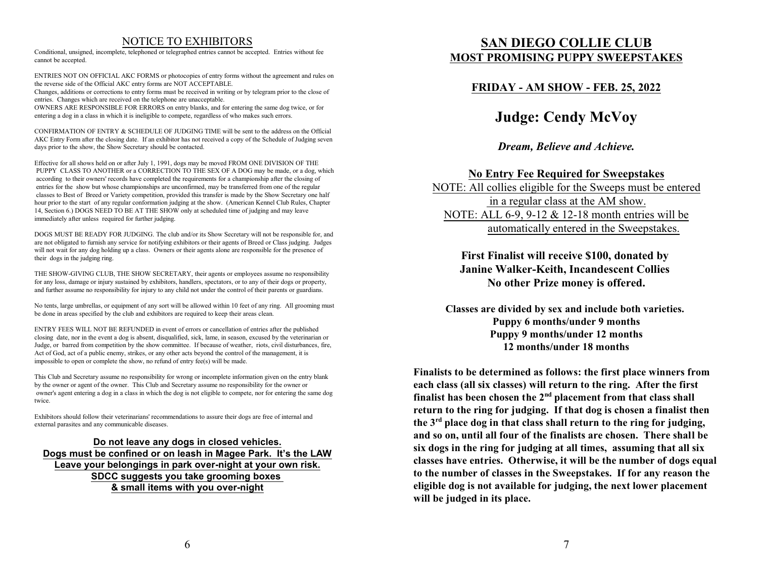## NOTICE TO EXHIBITORS

Conditional, unsigned, incomplete, telephoned or telegraphed entries cannot be accepted. Entries without fee cannot be accepted.

ENTRIES NOT ON OFFICIAL AKC FORMS or photocopies of entry forms without the agreement and rules on the reverse side of the Official AKC entry forms are NOT ACCEPTABLE.
Changes, additions or corrections to entry forms must be received in writing or by telegram prior to the close of entries. Changes which are received on the telephone are unacceptable.
OWNERS ARE RESPONSIBLE FOR ERRORS on entry blanks, and for entering the same dog twice, or for entering a dog in a class in which it is ineligible to compete, regardless of who makes such errors.

CONFIRMATION OF ENTRY & SCHEDULE OF JUDGING TIME will be sent to the address on the Official AKC Entry Form after the closing date. If an exhibitor has not received a copy of the Schedule of Judging seven days prior to the show, the Show Secretary should be contacted.

Effective for all shows held on or after July 1, 1991, dogs may be moved FROM ONE DIVISION OF THE PUPPY CLASS TO ANOTHER or a CORRECTION TO THE SEX OF A DOG may be made, or a dog, which according to their owners' records have completed the requirements for a championship after the closing of entries for the show but whose championships are unconfirmed, may be transferred from one of the regular classes to Best of Breed or Variety competition, provided this transfer is made by the Show Secretary one half hour prior to the start of any regular conformation judging at the show. (American Kennel Club Rules, Chapter 14, Section 6.) DOGS NEED TO BE AT THE SHOW only at scheduled time of judging and may leave immediately after unless required for further judging.

DOGS MUST BE READY FOR JUDGING. The club and/or its Show Secretary will not be responsible for, and are not obligated to furnish any service for notifying exhibitors or their agents of Breed or Class judging. Judges will not wait for any dog holding up a class. Owners or their agents alone are responsible for the presence of their dogs in the judging ring.

THE SHOW-GIVING CLUB, THE SHOW SECRETARY, their agents or employees assume no responsibility for any loss, damage or injury sustained by exhibitors, handlers, spectators, or to any of their dogs or property, and further assume no responsibility for injury to any child not under the control of their parents or guardians.

No tents, large umbrellas, or equipment of any sort will be allowed within 10 feet of any ring. All grooming must be done in areas specified by the club and exhibitors are required to keep their areas clean.

ENTRY FEES WILL NOT BE REFUNDED in event of errors or cancellation of entries after the published closing date, nor in the event a dog is absent, disqualified, sick, lame, in season, excused by the veterinarian or Judge, or barred from competition by the show committee. If because of weather, riots, civil disturbances, fire, Act of God, act of a public enemy, strikes, or any other acts beyond the control of the management, it is impossible to open or complete the show, no refund of entry fee(s) will be made.

This Club and Secretary assume no responsibility for wrong or incomplete information given on the entry blank by the owner or agent of the owner. This Club and Secretary assume no responsibility for the owner or owner's agent entering a dog in a class in which the dog is not eligible to compete, nor for entering the same dog twice.

Exhibitors should follow their veterinarians' recommendations to assure their dogs are free of internal and external parasites and any communicable diseases.

**Do not leave any dogs in closed vehicles.**
**Dogs must be confined or on leash in Magee Park. It's the LAW**
**Leave your belongings in park over-night at your own risk.**
**SDCC suggests you take grooming boxes**
**& small items with you over-night**

# SAN DIEGO COLLIE CLUB
## MOST PROMISING PUPPY SWEEPSTAKES

### FRIDAY - AM SHOW - FEB. 25, 2022

# Judge: Cendy McVoy

***Dream, Believe and Achieve.***

**No Entry Fee Required for Sweepstakes**

NOTE: All collies eligible for the Sweeps must be entered in a regular class at the AM show.

NOTE: ALL 6-9, 9-12 & 12-18 month entries will be automatically entered in the Sweepstakes.

**First Finalist will receive $100, donated by Janine Walker-Keith, Incandescent Collies**
**No other Prize money is offered.**

**Classes are divided by sex and include both varieties.**
**Puppy 6 months/under 9 months**
**Puppy 9 months/under 12 months**
**12 months/under 18 months**

**Finalists to be determined as follows: the first place winners from each class (all six classes) will return to the ring. After the first finalist has been chosen the 2nd placement from that class shall return to the ring for judging. If that dog is chosen a finalist then the 3rd place dog in that class shall return to the ring for judging, and so on, until all four of the finalists are chosen. There shall be six dogs in the ring for judging at all times, assuming that all six classes have entries. Otherwise, it will be the number of dogs equal to the number of classes in the Sweepstakes. If for any reason the eligible dog is not available for judging, the next lower placement will be judged in its place.**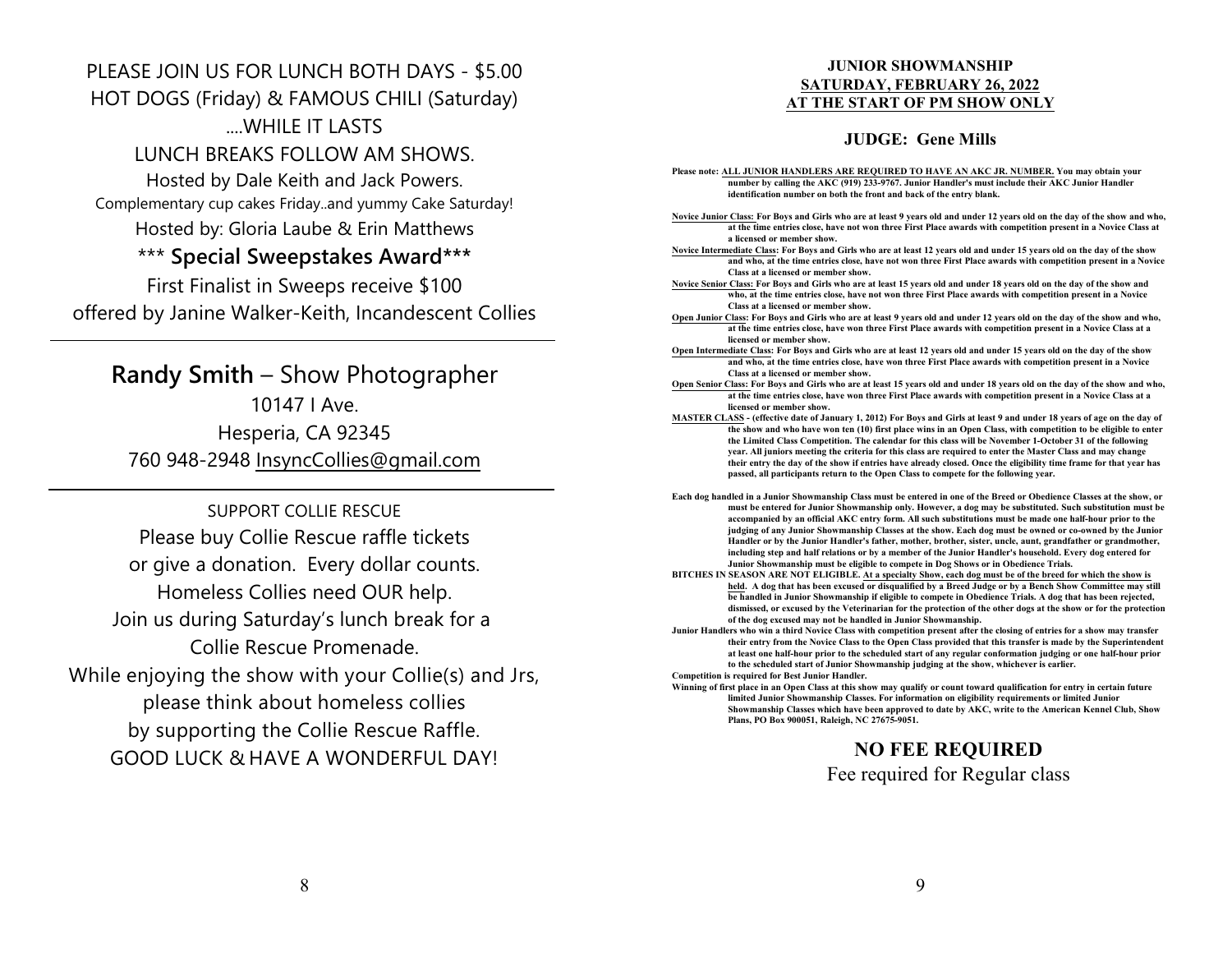PLEASE JOIN US FOR LUNCH BOTH DAYS - $5.00

HOT DOGS (Friday) & FAMOUS CHILI (Saturday)

....WHILE IT LASTS

LUNCH BREAKS FOLLOW AM SHOWS.

Hosted by Dale Keith and Jack Powers.

Complementary cup cakes Friday..and yummy Cake Saturday!

Hosted by: Gloria Laube & Erin Matthews

*** **Special Sweepstakes Award*****

First Finalist in Sweeps receive $100

offered by Janine Walker-Keith, Incandescent Collies

---

**Randy Smith** – Show Photographer

10147 I Ave.

Hesperia, CA 92345

760 948-2948 InsyncCollies@gmail.com

---

SUPPORT COLLIE RESCUE

Please buy Collie Rescue raffle tickets

or give a donation. Every dollar counts.

Homeless Collies need OUR help.

Join us during Saturday's lunch break for a

Collie Rescue Promenade.

While enjoying the show with your Collie(s) and Jrs,

please think about homeless collies

by supporting the Collie Rescue Raffle.

GOOD LUCK & HAVE A WONDERFUL DAY!

**JUNIOR SHOWMANSHIP**
**SATURDAY, FEBRUARY 26, 2022**
**AT THE START OF PM SHOW ONLY**

**JUDGE: Gene Mills**

**Please note: ALL JUNIOR HANDLERS ARE REQUIRED TO HAVE AN AKC JR. NUMBER. You may obtain your number by calling the AKC (919) 233-9767. Junior Handler's must include their AKC Junior Handler identification number on both the front and back of the entry blank.**

**Novice Junior Class: For Boys and Girls who are at least 9 years old and under 12 years old on the day of the show and who, at the time entries close, have not won three First Place awards with competition present in a Novice Class at a licensed or member show.**

**Novice Intermediate Class: For Boys and Girls who are at least 12 years old and under 15 years old on the day of the show and who, at the time entries close, have not won three First Place awards with competition present in a Novice Class at a licensed or member show.**

**Novice Senior Class: For Boys and Girls who are at least 15 years old and under 18 years old on the day of the show and who, at the time entries close, have not won three First Place awards with competition present in a Novice Class at a licensed or member show.**

**Open Junior Class: For Boys and Girls who are at least 9 years old and under 12 years old on the day of the show and who, at the time entries close, have won three First Place awards with competition present in a Novice Class at a licensed or member show.**

**Open Intermediate Class: For Boys and Girls who are at least 12 years old and under 15 years old on the day of the show and who, at the time entries close, have won three First Place awards with competition present in a Novice Class at a licensed or member show.**

**Open Senior Class: For Boys and Girls who are at least 15 years old and under 18 years old on the day of the show and who, at the time entries close, have won three First Place awards with competition present in a Novice Class at a licensed or member show.**

**MASTER CLASS - (effective date of January 1, 2012) For Boys and Girls at least 9 and under 18 years of age on the day of the show and who have won ten (10) first place wins in an Open Class, with competition to be eligible to enter the Limited Class Competition. The calendar for this class will be November 1-October 31 of the following year. All juniors meeting the criteria for this class are required to enter the Master Class and may change their entry the day of the show if entries have already closed. Once the eligibility time frame for that year has passed, all participants return to the Open Class to compete for the following year.**

**Each dog handled in a Junior Showmanship Class must be entered in one of the Breed or Obedience Classes at the show, or must be entered for Junior Showmanship only. However, a dog may be substituted. Such substitution must be accompanied by an official AKC entry form. All such substitutions must be made one half-hour prior to the judging of any Junior Showmanship Classes at the show. Each dog must be owned or co-owned by the Junior Handler or by the Junior Handler's father, mother, brother, sister, uncle, aunt, grandfather or grandmother, including step and half relations or by a member of the Junior Handler's household. Every dog entered for Junior Showmanship must be eligible to compete in Dog Shows or in Obedience Trials.**

**BITCHES IN SEASON ARE NOT ELIGIBLE. At a specialty Show, each dog must be of the breed for which the show is held. A dog that has been excused or disqualified by a Breed Judge or by a Bench Show Committee may still be handled in Junior Showmanship if eligible to compete in Obedience Trials. A dog that has been rejected, dismissed, or excused by the Veterinarian for the protection of the other dogs at the show or for the protection of the dog excused may not be handled in Junior Showmanship.**

**Junior Handlers who win a third Novice Class with competition present after the closing of entries for a show may transfer their entry from the Novice Class to the Open Class provided that this transfer is made by the Superintendent at least one half-hour prior to the scheduled start of any regular conformation judging or one half-hour prior to the scheduled start of Junior Showmanship judging at the show, whichever is earlier.**

**Competition is required for Best Junior Handler.**

**Winning of first place in an Open Class at this show may qualify or count toward qualification for entry in certain future limited Junior Showmanship Classes. For information on eligibility requirements or limited Junior Showmanship Classes which have been approved to date by AKC, write to the American Kennel Club, Show Plans, PO Box 900051, Raleigh, NC 27675-9051.**

**NO FEE REQUIRED**

Fee required for Regular class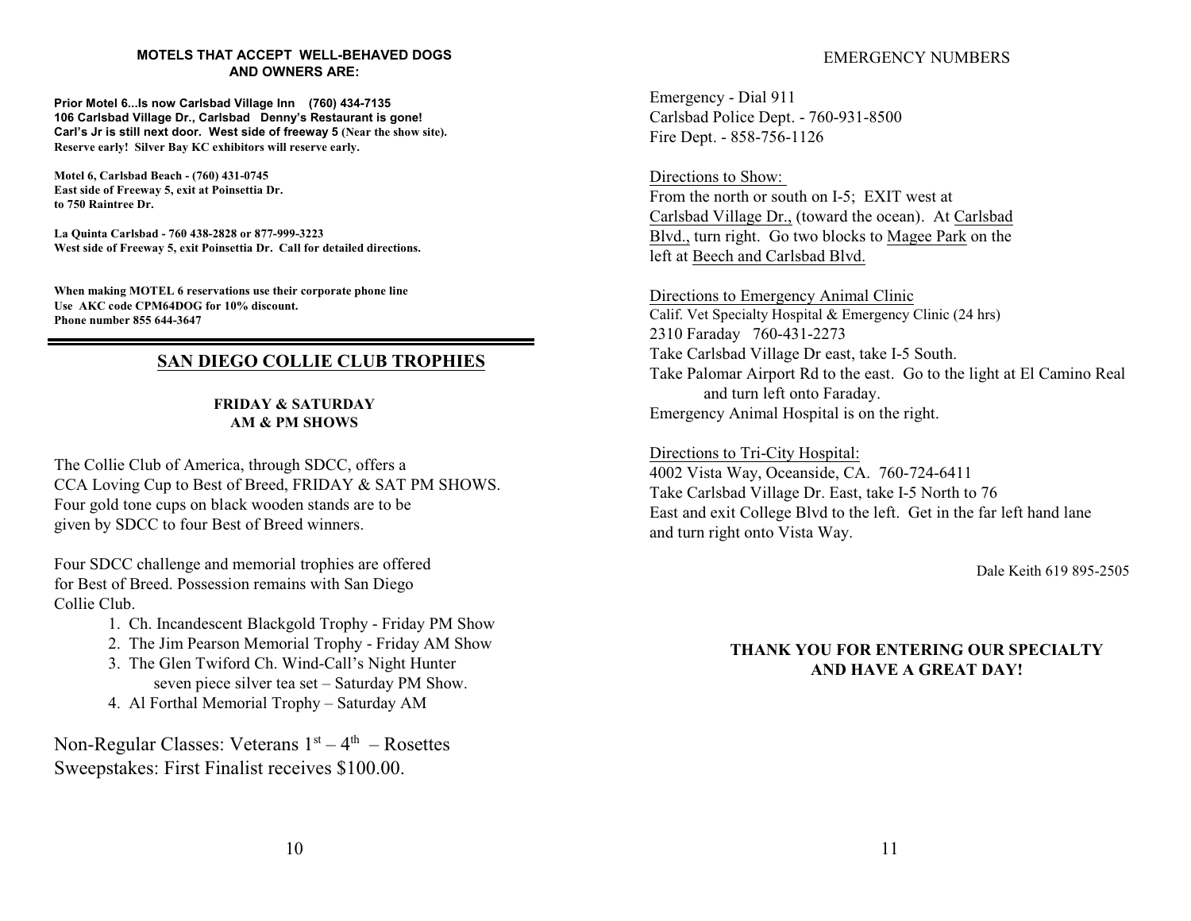**MOTELS THAT ACCEPT WELL-BEHAVED DOGS AND OWNERS ARE:**

**Prior Motel 6...Is now Carlsbad Village Inn (760) 434-7135**
**106 Carlsbad Village Dr., Carlsbad Denny's Restaurant is gone!**
**Carl's Jr is still next door. West side of freeway 5 (Near the show site).**
**Reserve early! Silver Bay KC exhibitors will reserve early.**

**Motel 6, Carlsbad Beach - (760) 431-0745**
**East side of Freeway 5, exit at Poinsettia Dr.**
**to 750 Raintree Dr.**

**La Quinta Carlsbad - 760 438-2828 or 877-999-3223**
**West side of Freeway 5, exit Poinsettia Dr. Call for detailed directions.**

**When making MOTEL 6 reservations use their corporate phone line**
**Use AKC code CPM64DOG for 10% discount.**
**Phone number 855 644-3647**

## SAN DIEGO COLLIE CLUB TROPHIES

**FRIDAY & SATURDAY**
**AM & PM SHOWS**

The Collie Club of America, through SDCC, offers a CCA Loving Cup to Best of Breed, FRIDAY & SAT PM SHOWS. Four gold tone cups on black wooden stands are to be given by SDCC to four Best of Breed winners.

Four SDCC challenge and memorial trophies are offered for Best of Breed. Possession remains with San Diego Collie Club.

1. Ch. Incandescent Blackgold Trophy - Friday PM Show
2. The Jim Pearson Memorial Trophy - Friday AM Show
3. The Glen Twiford Ch. Wind-Call's Night Hunter seven piece silver tea set – Saturday PM Show.
4. Al Forthal Memorial Trophy – Saturday AM

Non-Regular Classes: Veterans 1st – 4th – Rosettes
Sweepstakes: First Finalist receives $100.00.

EMERGENCY NUMBERS

Emergency - Dial 911
Carlsbad Police Dept. - 760-931-8500
Fire Dept. - 858-756-1126

Directions to Show:
From the north or south on I-5; EXIT west at Carlsbad Village Dr., (toward the ocean). At Carlsbad Blvd., turn right. Go two blocks to Magee Park on the left at Beech and Carlsbad Blvd.

Directions to Emergency Animal Clinic
Calif. Vet Specialty Hospital & Emergency Clinic (24 hrs)
2310 Faraday 760-431-2273
Take Carlsbad Village Dr east, take I-5 South.
Take Palomar Airport Rd to the east. Go to the light at El Camino Real and turn left onto Faraday.
Emergency Animal Hospital is on the right.

Directions to Tri-City Hospital:
4002 Vista Way, Oceanside, CA. 760-724-6411
Take Carlsbad Village Dr. East, take I-5 North to 76 East and exit College Blvd to the left. Get in the far left hand lane and turn right onto Vista Way.

Dale Keith 619 895-2505

**THANK YOU FOR ENTERING OUR SPECIALTY AND HAVE A GREAT DAY!**